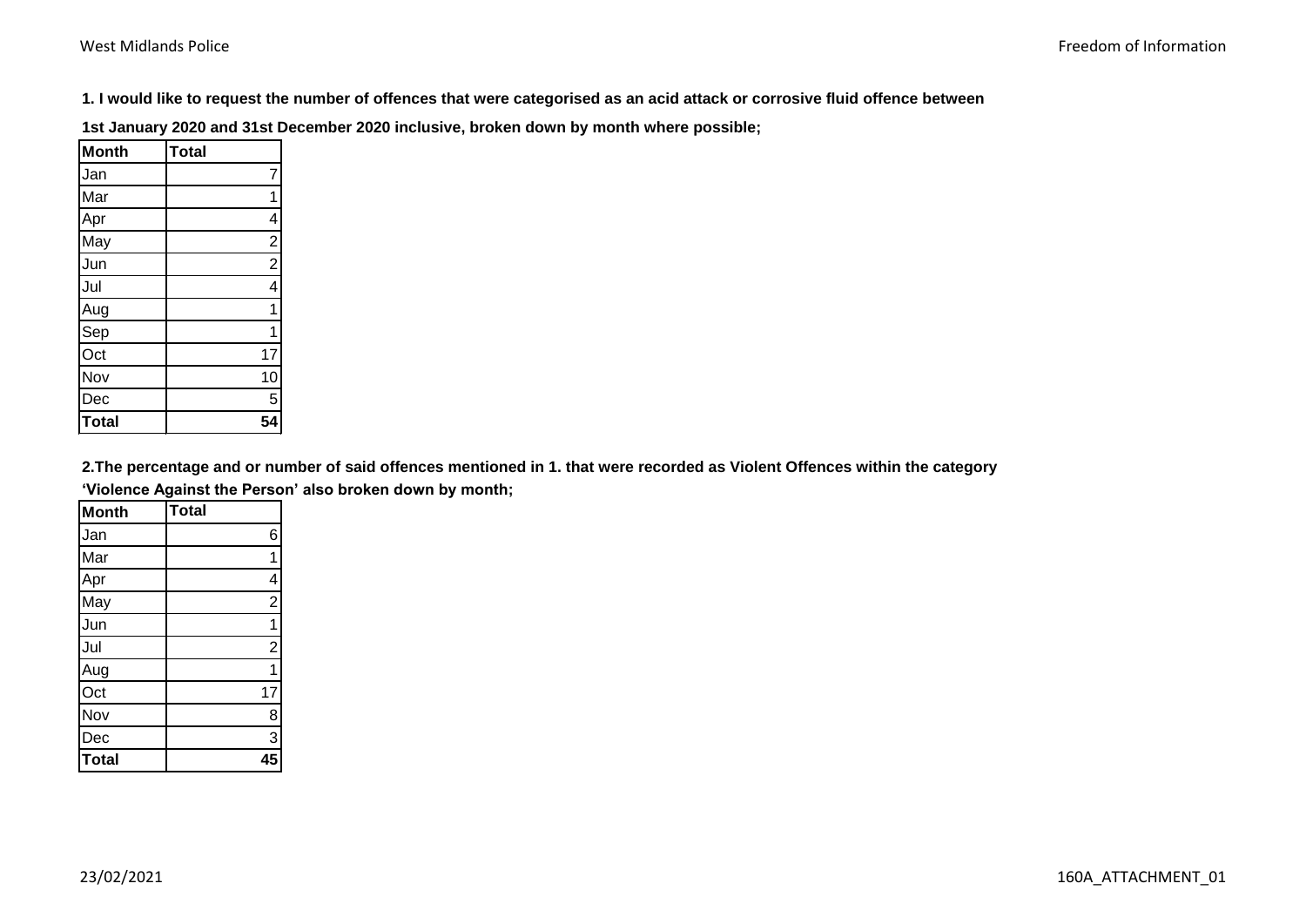**1. I would like to request the number of offences that were categorised as an acid attack or corrosive fluid offence between 1st January 2020 and 31st December 2020 inclusive, broken down by month where possible;**

| Month | Total |
|---|---|
| Jan | 7 |
| Mar | 1 |
| Apr | 4 |
| May | 2 |
| Jun | 2 |
| Jul | 4 |
| Aug | 1 |
| Sep | 1 |
| Oct | 17 |
| Nov | 10 |
| Dec | 5 |
| **Total** | **54** |

**2.The percentage and or number of said offences mentioned in 1. that were recorded as Violent Offences within the category 'Violence Against the Person' also broken down by month;**

| Month | Total |
|---|---|
| Jan | 6 |
| Mar | 1 |
| Apr | 4 |
| May | 2 |
| Jun | 1 |
| Jul | 2 |
| Aug | 1 |
| Oct | 17 |
| Nov | 8 |
| Dec | 3 |
| **Total** | **45** |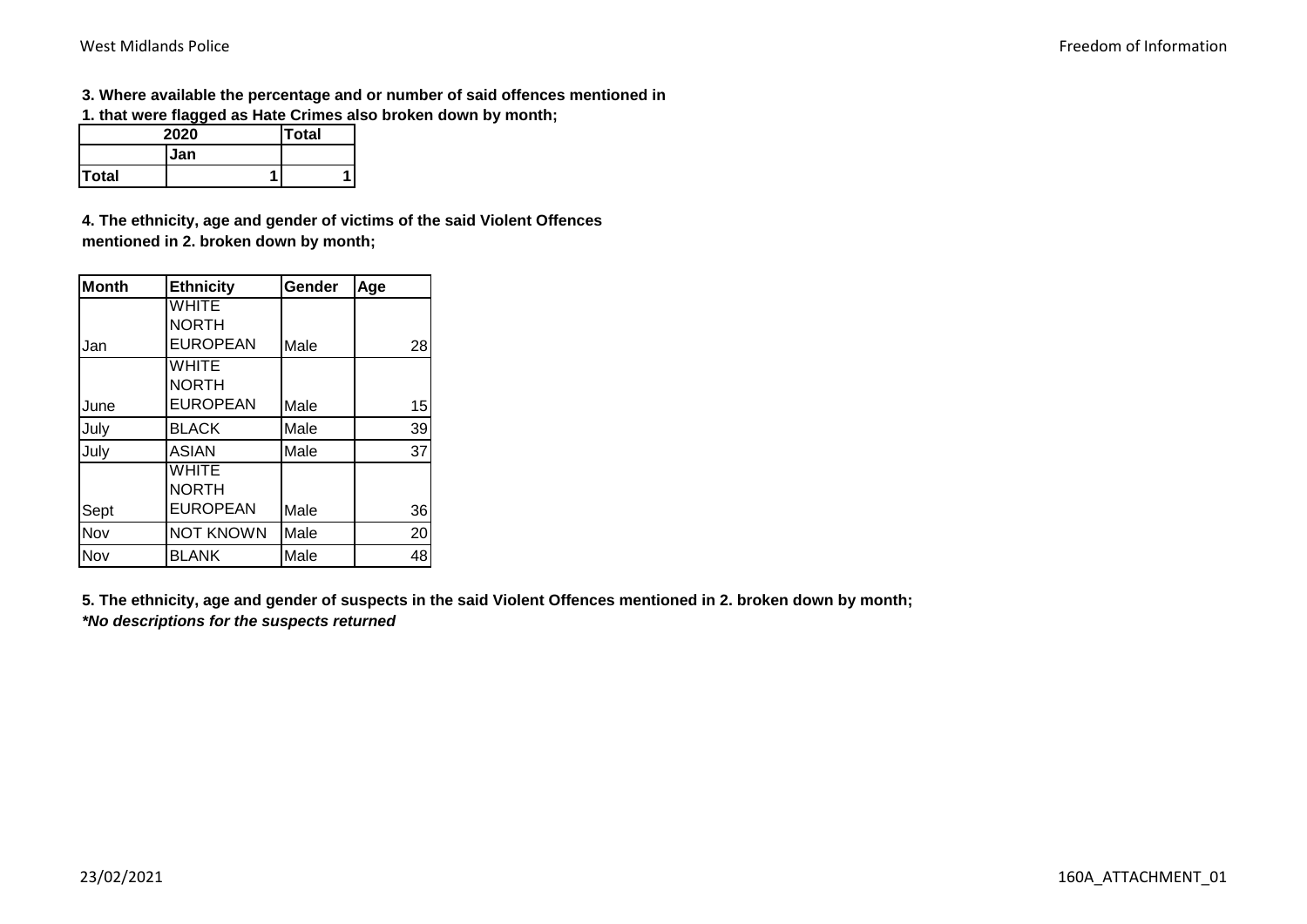**3. Where available the percentage and or number of said offences mentioned in 1. that were flagged as Hate Crimes also broken down by month;**

| 2020 | | Total |
|---|---|---|
| | Jan | |
| Total | 1 | 1 |

**4. The ethnicity, age and gender of victims of the said Violent Offences mentioned in 2. broken down by month;**

| Month | Ethnicity | Gender | Age |
|---|---|---|---|
| Jan | WHITE NORTH EUROPEAN | Male | 28 |
| June | WHITE NORTH EUROPEAN | Male | 15 |
| July | BLACK | Male | 39 |
| July | ASIAN | Male | 37 |
| Sept | WHITE NORTH EUROPEAN | Male | 36 |
| Nov | NOT KNOWN | Male | 20 |
| Nov | BLANK | Male | 48 |

**5. The ethnicity, age and gender of suspects in the said Violent Offences mentioned in 2. broken down by month;**

***No descriptions for the suspects returned**